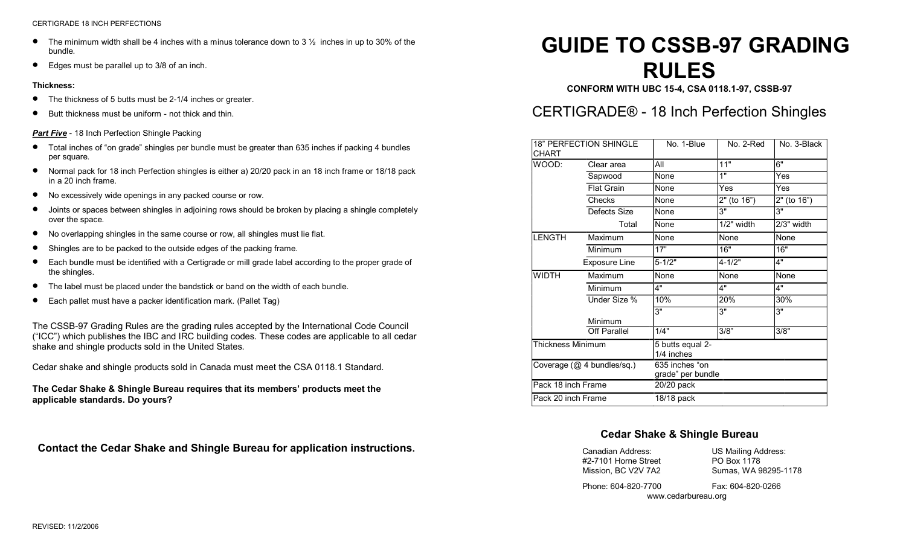CERTIGRADE 18 INCH PERFECTIONS

- The minimum width shall be 4 inches with a minus tolerance down to 3 ½ inches in up to 30% of the bundle.
- Edges must be parallel up to 3/8 of an inch.

**Thickness:**

- The thickness of 5 butts must be 2-1/4 inches or greater.
- Butt thickness must be uniform - not thick and thin.

***Part Five*** - 18 Inch Perfection Shingle Packing

- Total inches of "on grade" shingles per bundle must be greater than 635 inches if packing 4 bundles per square.
- Normal pack for 18 inch Perfection shingles is either a) 20/20 pack in an 18 inch frame or 18/18 pack in a 20 inch frame.
- No excessively wide openings in any packed course or row.
- Joints or spaces between shingles in adjoining rows should be broken by placing a shingle completely over the space.
- No overlapping shingles in the same course or row, all shingles must lie flat.
- Shingles are to be packed to the outside edges of the packing frame.
- Each bundle must be identified with a Certigrade or mill grade label according to the proper grade of the shingles.
- The label must be placed under the bandstick or band on the width of each bundle.
- Each pallet must have a packer identification mark. (Pallet Tag)

The CSSB-97 Grading Rules are the grading rules accepted by the International Code Council ("ICC") which publishes the IBC and IRC building codes. These codes are applicable to all cedar shake and shingle products sold in the United States.

Cedar shake and shingle products sold in Canada must meet the CSA 0118.1 Standard.

**The Cedar Shake & Shingle Bureau requires that its members' products meet the applicable standards. Do yours?**

**Contact the Cedar Shake and Shingle Bureau for application instructions.**

REVISED: 11/2/2006

# GUIDE TO CSSB-97 GRADING RULES

**CONFORM WITH UBC 15-4, CSA 0118.1-97, CSSB-97**

## CERTIGRADE® - 18 Inch Perfection Shingles

| 18" PERFECTION SHINGLE CHART | | No. 1-Blue | No. 2-Red | No. 3-Black |
|---|---|---|---|---|
| WOOD: | Clear area | All | 11" | 6" |
| | Sapwood | None | 1" | Yes |
| | Flat Grain | None | Yes | Yes |
| | Checks | None | 2" (to 16") | 2" (to 16") |
| | Defects Size | None | 3" | 3" |
| | Total | None | 1/2" width | 2/3" width |
| LENGTH | Maximum | None | None | None |
| | Minimum | 17" | 16" | 16" |
| | Exposure Line | 5-1/2" | 4-1/2" | 4" |
| WIDTH | Maximum | None | None | None |
| | Minimum | 4" | 4" | 4" |
| | Under Size % | 10% | 20% | 30% |
| | Minimum | 3" | 3" | 3" |
| | Off Parallel | 1/4" | 3/8" | 3/8" |
| Thickness Minimum | | 5 butts equal 2-1/4 inches | | |
| Coverage (@ 4 bundles/sq.) | | 635 inches "on grade" per bundle | | |
| Pack 18 inch Frame | | 20/20 pack | | |
| Pack 20 inch Frame | | 18/18 pack | | |

**Cedar Shake & Shingle Bureau**

Canadian Address:
#2-7101 Horne Street
Mission, BC V2V 7A2

US Mailing Address:
PO Box 1178
Sumas, WA 98295-1178

Phone: 604-820-7700
Fax: 604-820-0266
www.cedarbureau.org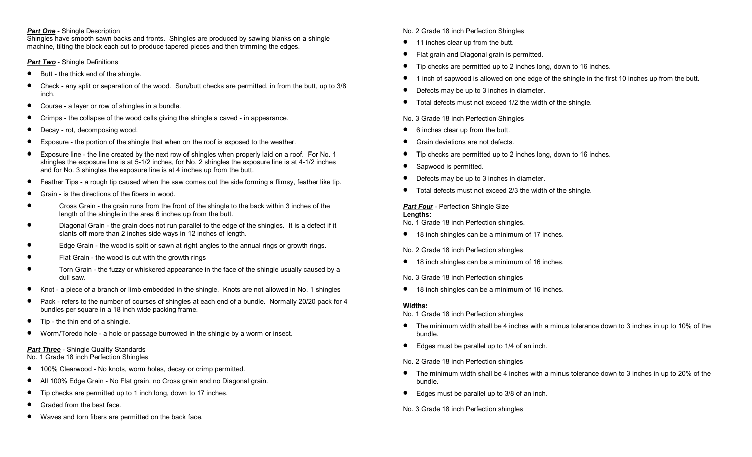***Part One*** - Shingle Description
Shingles have smooth sawn backs and fronts. Shingles are produced by sawing blanks on a shingle machine, tilting the block each cut to produce tapered pieces and then trimming the edges.

***Part Two*** - Shingle Definitions

- Butt - the thick end of the shingle.
- Check - any split or separation of the wood. Sun/butt checks are permitted, in from the butt, up to 3/8 inch.
- Course - a layer or row of shingles in a bundle.
- Crimps - the collapse of the wood cells giving the shingle a caved - in appearance.
- Decay - rot, decomposing wood.
- Exposure - the portion of the shingle that when on the roof is exposed to the weather.
- Exposure line - the line created by the next row of shingles when properly laid on a roof. For No. 1 shingles the exposure line is at 5-1/2 inches, for No. 2 shingles the exposure line is at 4-1/2 inches and for No. 3 shingles the exposure line is at 4 inches up from the butt.
- Feather Tips - a rough tip caused when the saw comes out the side forming a flimsy, feather like tip.
- Grain - is the directions of the fibers in wood.
    - Cross Grain - the grain runs from the front of the shingle to the back within 3 inches of the length of the shingle in the area 6 inches up from the butt.
    - Diagonal Grain - the grain does not run parallel to the edge of the shingles. It is a defect if it slants off more than 2 inches side ways in 12 inches of length.
    - Edge Grain - the wood is split or sawn at right angles to the annual rings or growth rings.
    - Flat Grain - the wood is cut with the growth rings
    - Torn Grain - the fuzzy or whiskered appearance in the face of the shingle usually caused by a dull saw.
- Knot - a piece of a branch or limb embedded in the shingle. Knots are not allowed in No. 1 shingles
- Pack - refers to the number of courses of shingles at each end of a bundle. Normally 20/20 pack for 4 bundles per square in a 18 inch wide packing frame.
- Tip - the thin end of a shingle.
- Worm/Toredo hole - a hole or passage burrowed in the shingle by a worm or insect.

***Part Three*** - Shingle Quality Standards
No. 1 Grade 18 inch Perfection Shingles

- 100% Clearwood - No knots, worm holes, decay or crimp permitted.
- All 100% Edge Grain - No Flat grain, no Cross grain and no Diagonal grain.
- Tip checks are permitted up to 1 inch long, down to 17 inches.
- Graded from the best face.
- Waves and torn fibers are permitted on the back face.

No. 2 Grade 18 inch Perfection Shingles

- 11 inches clear up from the butt.
- Flat grain and Diagonal grain is permitted.
- Tip checks are permitted up to 2 inches long, down to 16 inches.
- 1 inch of sapwood is allowed on one edge of the shingle in the first 10 inches up from the butt.
- Defects may be up to 3 inches in diameter.
- Total defects must not exceed 1/2 the width of the shingle.

No. 3 Grade 18 inch Perfection Shingles

- 6 inches clear up from the butt.
- Grain deviations are not defects.
- Tip checks are permitted up to 2 inches long, down to 16 inches.
- Sapwood is permitted.
- Defects may be up to 3 inches in diameter.
- Total defects must not exceed 2/3 the width of the shingle.

***Part Four*** - Perfection Shingle Size

**Lengths:**

No. 1 Grade 18 inch Perfection shingles.

- 18 inch shingles can be a minimum of 17 inches.

No. 2 Grade 18 inch Perfection shingles

- 18 inch shingles can be a minimum of 16 inches.

No. 3 Grade 18 inch Perfection shingles

- 18 inch shingles can be a minimum of 16 inches.

**Widths:**

No. 1 Grade 18 inch Perfection shingles

- The minimum width shall be 4 inches with a minus tolerance down to 3 inches in up to 10% of the bundle.
- Edges must be parallel up to 1/4 of an inch.

No. 2 Grade 18 inch Perfection shingles

- The minimum width shall be 4 inches with a minus tolerance down to 3 inches in up to 20% of the bundle.
- Edges must be parallel up to 3/8 of an inch.

No. 3 Grade 18 inch Perfection shingles